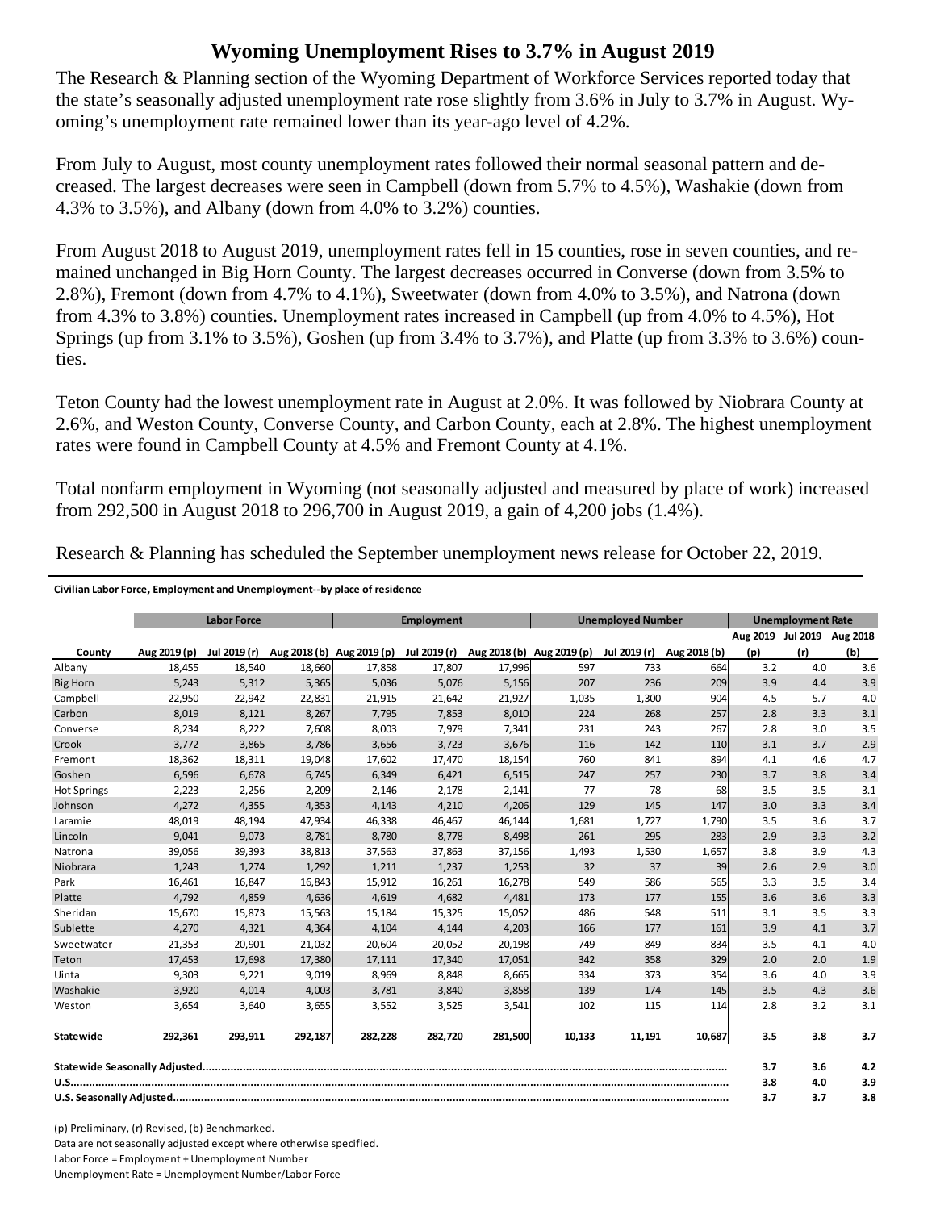# Wyoming Unemployment Rises to 3.7% in August 2019

The Research & Planning section of the Wyoming Department of Workforce Services reported today that the state's seasonally adjusted unemployment rate rose slightly from 3.6% in July to 3.7% in August. Wyoming's unemployment rate remained lower than its year-ago level of 4.2%.

From July to August, most county unemployment rates followed their normal seasonal pattern and decreased. The largest decreases were seen in Campbell (down from 5.7% to 4.5%), Washakie (down from 4.3% to 3.5%), and Albany (down from 4.0% to 3.2%) counties.

From August 2018 to August 2019, unemployment rates fell in 15 counties, rose in seven counties, and remained unchanged in Big Horn County. The largest decreases occurred in Converse (down from 3.5% to 2.8%), Fremont (down from 4.7% to 4.1%), Sweetwater (down from 4.0% to 3.5%), and Natrona (down from 4.3% to 3.8%) counties. Unemployment rates increased in Campbell (up from 4.0% to 4.5%), Hot Springs (up from 3.1% to 3.5%), Goshen (up from 3.4% to 3.7%), and Platte (up from 3.3% to 3.6%) counties.

Teton County had the lowest unemployment rate in August at 2.0%. It was followed by Niobrara County at 2.6%, and Weston County, Converse County, and Carbon County, each at 2.8%. The highest unemployment rates were found in Campbell County at 4.5% and Fremont County at 4.1%.

Total nonfarm employment in Wyoming (not seasonally adjusted and measured by place of work) increased from 292,500 in August 2018 to 296,700 in August 2019, a gain of 4,200 jobs (1.4%).

Research & Planning has scheduled the September unemployment news release for October 22, 2019.

**Civilian Labor Force, Employment and Unemployment--by place of residence**

| | Labor Force | | | Employment | | | Unemployed Number | | | Unemployment Rate | | |
|---|---|---|---|---|---|---|---|---|---|---|---|---|
| County | Aug 2019 (p) | Jul 2019 (r) | Aug 2018 (b) | Aug 2019 (p) | Jul 2019 (r) | Aug 2018 (b) | Aug 2019 (p) | Jul 2019 (r) | Aug 2018 (b) | Aug 2019 (p) | Jul 2019 (r) | Aug 2018 (b) |
| Albany | 18,455 | 18,540 | 18,660 | 17,858 | 17,807 | 17,996 | 597 | 733 | 664 | 3.2 | 4.0 | 3.6 |
| Big Horn | 5,243 | 5,312 | 5,365 | 5,036 | 5,076 | 5,156 | 207 | 236 | 209 | 3.9 | 4.4 | 3.9 |
| Campbell | 22,950 | 22,942 | 22,831 | 21,915 | 21,642 | 21,927 | 1,035 | 1,300 | 904 | 4.5 | 5.7 | 4.0 |
| Carbon | 8,019 | 8,121 | 8,267 | 7,795 | 7,853 | 8,010 | 224 | 268 | 257 | 2.8 | 3.3 | 3.1 |
| Converse | 8,234 | 8,222 | 7,608 | 8,003 | 7,979 | 7,341 | 231 | 243 | 267 | 2.8 | 3.0 | 3.5 |
| Crook | 3,772 | 3,865 | 3,786 | 3,656 | 3,723 | 3,676 | 116 | 142 | 110 | 3.1 | 3.7 | 2.9 |
| Fremont | 18,362 | 18,311 | 19,048 | 17,602 | 17,470 | 18,154 | 760 | 841 | 894 | 4.1 | 4.6 | 4.7 |
| Goshen | 6,596 | 6,678 | 6,745 | 6,349 | 6,421 | 6,515 | 247 | 257 | 230 | 3.7 | 3.8 | 3.4 |
| Hot Springs | 2,223 | 2,256 | 2,209 | 2,146 | 2,178 | 2,141 | 77 | 78 | 68 | 3.5 | 3.5 | 3.1 |
| Johnson | 4,272 | 4,355 | 4,353 | 4,143 | 4,210 | 4,206 | 129 | 145 | 147 | 3.0 | 3.3 | 3.4 |
| Laramie | 48,019 | 48,194 | 47,934 | 46,338 | 46,467 | 46,144 | 1,681 | 1,727 | 1,790 | 3.5 | 3.6 | 3.7 |
| Lincoln | 9,041 | 9,073 | 8,781 | 8,780 | 8,778 | 8,498 | 261 | 295 | 283 | 2.9 | 3.3 | 3.2 |
| Natrona | 39,056 | 39,393 | 38,813 | 37,563 | 37,863 | 37,156 | 1,493 | 1,530 | 1,657 | 3.8 | 3.9 | 4.3 |
| Niobrara | 1,243 | 1,274 | 1,292 | 1,211 | 1,237 | 1,253 | 32 | 37 | 39 | 2.6 | 2.9 | 3.0 |
| Park | 16,461 | 16,847 | 16,843 | 15,912 | 16,261 | 16,278 | 549 | 586 | 565 | 3.3 | 3.5 | 3.4 |
| Platte | 4,792 | 4,859 | 4,636 | 4,619 | 4,682 | 4,481 | 173 | 177 | 155 | 3.6 | 3.6 | 3.3 |
| Sheridan | 15,670 | 15,873 | 15,563 | 15,184 | 15,325 | 15,052 | 486 | 548 | 511 | 3.1 | 3.5 | 3.3 |
| Sublette | 4,270 | 4,321 | 4,364 | 4,104 | 4,144 | 4,203 | 166 | 177 | 161 | 3.9 | 4.1 | 3.7 |
| Sweetwater | 21,353 | 20,901 | 21,032 | 20,604 | 20,052 | 20,198 | 749 | 849 | 834 | 3.5 | 4.1 | 4.0 |
| Teton | 17,453 | 17,698 | 17,380 | 17,111 | 17,340 | 17,051 | 342 | 358 | 329 | 2.0 | 2.0 | 1.9 |
| Uinta | 9,303 | 9,221 | 9,019 | 8,969 | 8,848 | 8,665 | 334 | 373 | 354 | 3.6 | 4.0 | 3.9 |
| Washakie | 3,920 | 4,014 | 4,003 | 3,781 | 3,840 | 3,858 | 139 | 174 | 145 | 3.5 | 4.3 | 3.6 |
| Weston | 3,654 | 3,640 | 3,655 | 3,552 | 3,525 | 3,541 | 102 | 115 | 114 | 2.8 | 3.2 | 3.1 |
| **Statewide** | **292,361** | **293,911** | **292,187** | **282,228** | **282,720** | **281,500** | **10,133** | **11,191** | **10,687** | **3.5** | **3.8** | **3.7** |
| **Statewide Seasonally Adjusted** | | | | | | | | | | **3.7** | **3.6** | **4.2** |
| **U.S.** | | | | | | | | | | **3.8** | **4.0** | **3.9** |
| **U.S. Seasonally Adjusted** | | | | | | | | | | **3.7** | **3.7** | **3.8** |

(p) Preliminary, (r) Revised, (b) Benchmarked.

Data are not seasonally adjusted except where otherwise specified.

Labor Force = Employment + Unemployment Number

Unemployment Rate = Unemployment Number/Labor Force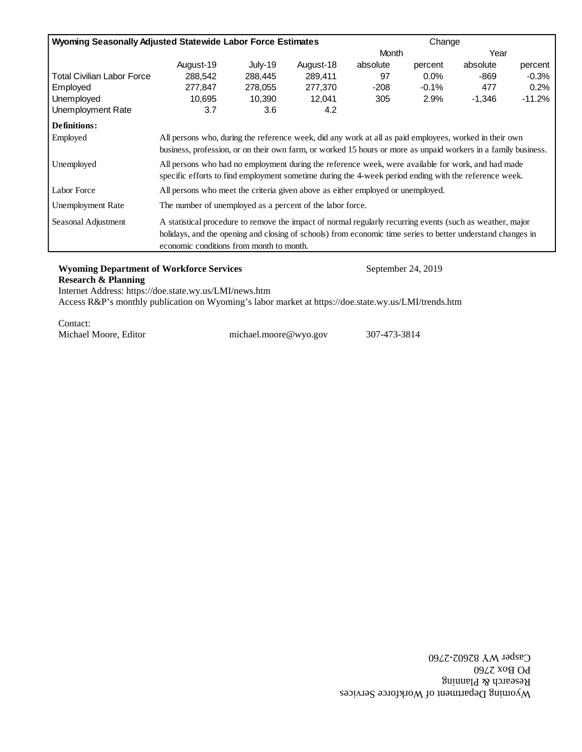| Wyoming Seasonally Adjusted Statewide Labor Force Estimates | | | | Change | | | |
|---|---|---|---|---|---|---|---|
| | | | | Month | | Year | |
| | August-19 | July-19 | August-18 | absolute | percent | absolute | percent |
| Total Civilian Labor Force | 288,542 | 288,445 | 289,411 | 97 | 0.0% | -869 | -0.3% |
| Employed | 277,847 | 278,055 | 277,370 | -208 | -0.1% | 477 | 0.2% |
| Unemployed | 10,695 | 10,390 | 12,041 | 305 | 2.9% | -1,346 | -11.2% |
| Unemployment Rate | 3.7 | 3.6 | 4.2 | | | | |

**Definitions:**

| | |
|---|---|
| Employed | All persons who, during the reference week, did any work at all as paid employees, worked in their own business, profession, or on their own farm, or worked 15 hours or more as unpaid workers in a family business. |
| Unemployed | All persons who had no employment during the reference week, were available for work, and had made specific efforts to find employment sometime during the 4-week period ending with the reference week. |
| Labor Force | All persons who meet the criteria given above as either employed or unemployed. |
| Unemployment Rate | The number of unemployed as a percent of the labor force. |
| Seasonal Adjustment | A statistical procedure to remove the impact of normal regularly recurring events (such as weather, major holidays, and the opening and closing of schools) from economic time series to better understand changes in economic conditions from month to month. |

**Wyoming Department of Workforce Services**
**Research & Planning**

September 24, 2019

Internet Address: https://doe.state.wy.us/LMI/news.htm
Access R&P's monthly publication on Wyoming's labor market at https://doe.state.wy.us/LMI/trends.htm

Contact:
Michael Moore, Editor michael.moore@wyo.gov 307-473-3814

Wyoming Department of Workforce Services
Research & Planning
PO Box 2760
Casper WY 82602-2760